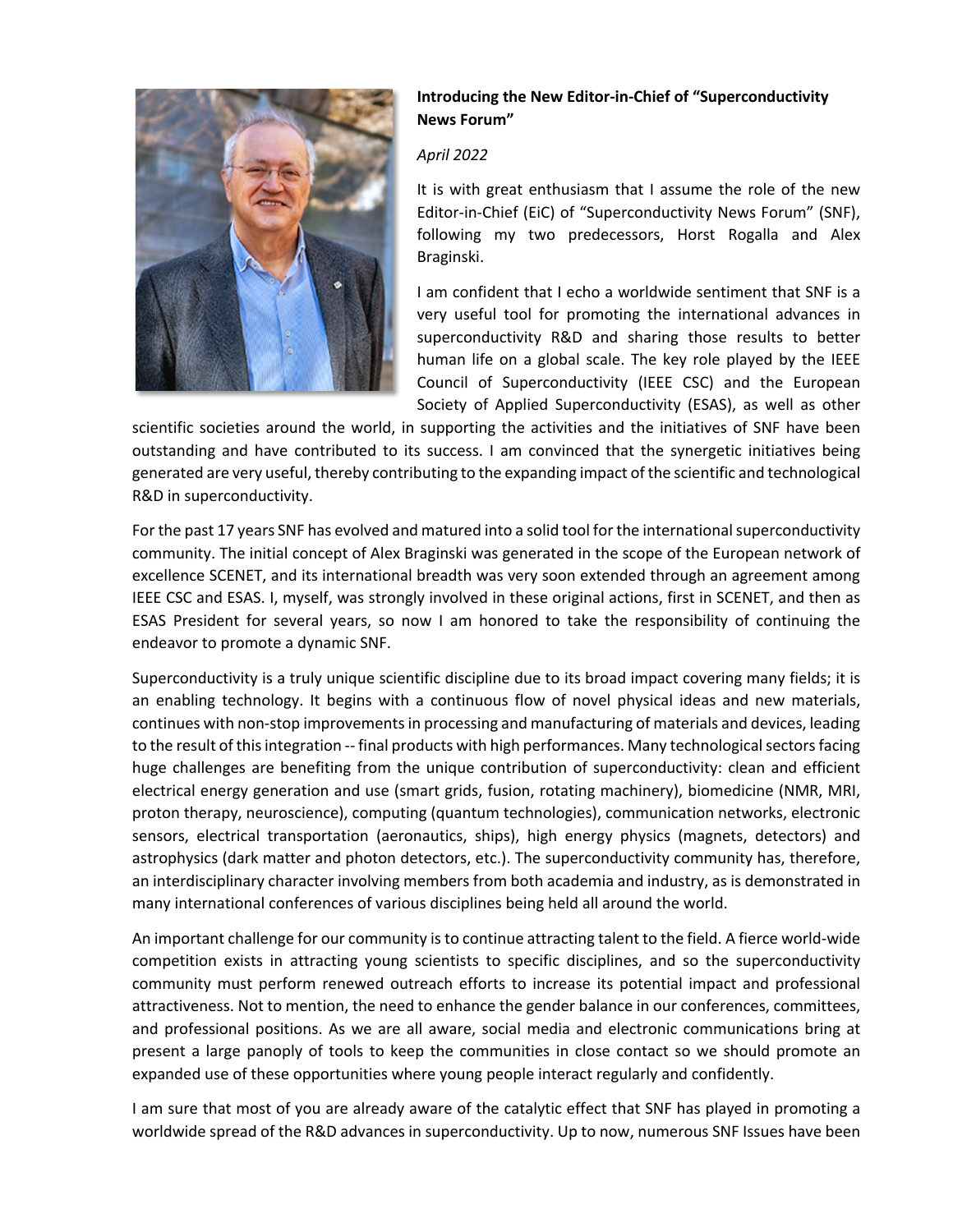**Introducing the New Editor-in-Chief of "Superconductivity News Forum"**

*April 2022*

It is with great enthusiasm that I assume the role of the new Editor-in-Chief (EiC) of "Superconductivity News Forum" (SNF), following my two predecessors, Horst Rogalla and Alex Braginski.

I am confident that I echo a worldwide sentiment that SNF is a very useful tool for promoting the international advances in superconductivity R&D and sharing those results to better human life on a global scale. The key role played by the IEEE Council of Superconductivity (IEEE CSC) and the European Society of Applied Superconductivity (ESAS), as well as other scientific societies around the world, in supporting the activities and the initiatives of SNF have been outstanding and have contributed to its success. I am convinced that the synergetic initiatives being generated are very useful, thereby contributing to the expanding impact of the scientific and technological R&D in superconductivity.

For the past 17 years SNF has evolved and matured into a solid tool for the international superconductivity community. The initial concept of Alex Braginski was generated in the scope of the European network of excellence SCENET, and its international breadth was very soon extended through an agreement among IEEE CSC and ESAS. I, myself, was strongly involved in these original actions, first in SCENET, and then as ESAS President for several years, so now I am honored to take the responsibility of continuing the endeavor to promote a dynamic SNF.

Superconductivity is a truly unique scientific discipline due to its broad impact covering many fields; it is an enabling technology. It begins with a continuous flow of novel physical ideas and new materials, continues with non-stop improvements in processing and manufacturing of materials and devices, leading to the result of this integration -- final products with high performances. Many technological sectors facing huge challenges are benefiting from the unique contribution of superconductivity: clean and efficient electrical energy generation and use (smart grids, fusion, rotating machinery), biomedicine (NMR, MRI, proton therapy, neuroscience), computing (quantum technologies), communication networks, electronic sensors, electrical transportation (aeronautics, ships), high energy physics (magnets, detectors) and astrophysics (dark matter and photon detectors, etc.). The superconductivity community has, therefore, an interdisciplinary character involving members from both academia and industry, as is demonstrated in many international conferences of various disciplines being held all around the world.

An important challenge for our community is to continue attracting talent to the field. A fierce world-wide competition exists in attracting young scientists to specific disciplines, and so the superconductivity community must perform renewed outreach efforts to increase its potential impact and professional attractiveness. Not to mention, the need to enhance the gender balance in our conferences, committees, and professional positions. As we are all aware, social media and electronic communications bring at present a large panoply of tools to keep the communities in close contact so we should promote an expanded use of these opportunities where young people interact regularly and confidently.

I am sure that most of you are already aware of the catalytic effect that SNF has played in promoting a worldwide spread of the R&D advances in superconductivity. Up to now, numerous SNF Issues have been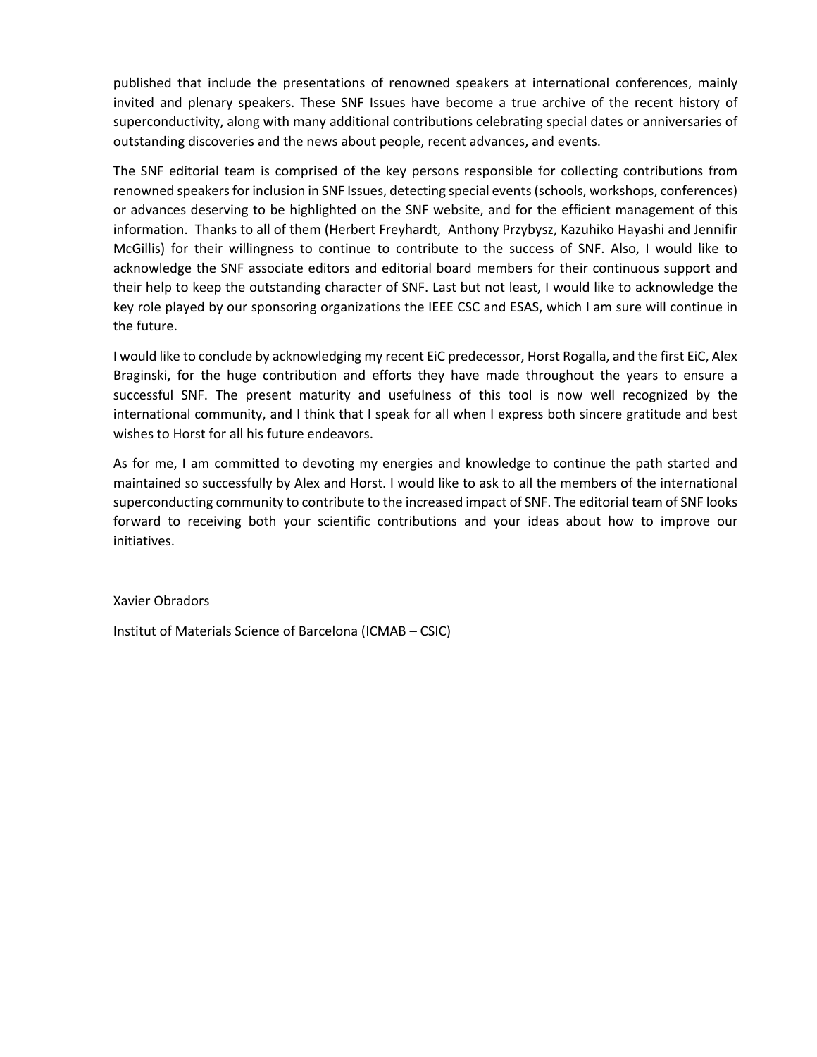published that include the presentations of renowned speakers at international conferences, mainly invited and plenary speakers. These SNF Issues have become a true archive of the recent history of superconductivity, along with many additional contributions celebrating special dates or anniversaries of outstanding discoveries and the news about people, recent advances, and events.

The SNF editorial team is comprised of the key persons responsible for collecting contributions from renowned speakers for inclusion in SNF Issues, detecting special events (schools, workshops, conferences) or advances deserving to be highlighted on the SNF website, and for the efficient management of this information. Thanks to all of them (Herbert Freyhardt, Anthony Przybysz, Kazuhiko Hayashi and Jennifir McGillis) for their willingness to continue to contribute to the success of SNF. Also, I would like to acknowledge the SNF associate editors and editorial board members for their continuous support and their help to keep the outstanding character of SNF. Last but not least, I would like to acknowledge the key role played by our sponsoring organizations the IEEE CSC and ESAS, which I am sure will continue in the future.

I would like to conclude by acknowledging my recent EiC predecessor, Horst Rogalla, and the first EiC, Alex Braginski, for the huge contribution and efforts they have made throughout the years to ensure a successful SNF. The present maturity and usefulness of this tool is now well recognized by the international community, and I think that I speak for all when I express both sincere gratitude and best wishes to Horst for all his future endeavors.

As for me, I am committed to devoting my energies and knowledge to continue the path started and maintained so successfully by Alex and Horst. I would like to ask to all the members of the international superconducting community to contribute to the increased impact of SNF. The editorial team of SNF looks forward to receiving both your scientific contributions and your ideas about how to improve our initiatives.

Xavier Obradors

Institut of Materials Science of Barcelona (ICMAB – CSIC)